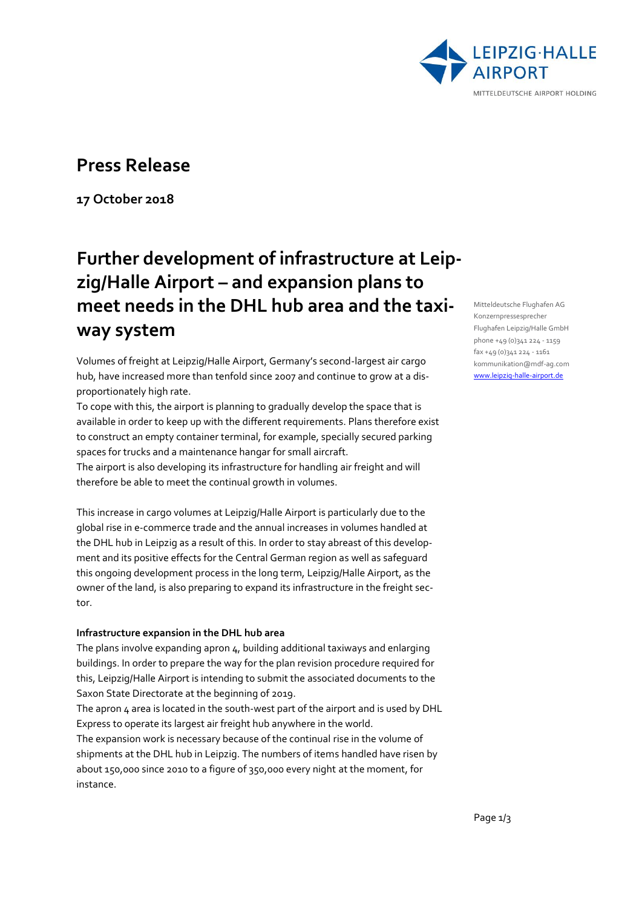## Press Release

**17 October 2018**

# Further development of infrastructure at Leipzig/Halle Airport – and expansion plans to meet needs in the DHL hub area and the taxiway system

Mitteldeutsche Flughafen AG
Konzernpressesprecher
Flughafen Leipzig/Halle GmbH
phone +49 (0)341 224 - 1159
fax +49 (0)341 224 - 1161
kommunikation@mdf-ag.com
www.leipzig-halle-airport.de

Volumes of freight at Leipzig/Halle Airport, Germany's second-largest air cargo hub, have increased more than tenfold since 2007 and continue to grow at a disproportionately high rate.
To cope with this, the airport is planning to gradually develop the space that is available in order to keep up with the different requirements. Plans therefore exist to construct an empty container terminal, for example, specially secured parking spaces for trucks and a maintenance hangar for small aircraft.
The airport is also developing its infrastructure for handling air freight and will therefore be able to meet the continual growth in volumes.

This increase in cargo volumes at Leipzig/Halle Airport is particularly due to the global rise in e-commerce trade and the annual increases in volumes handled at the DHL hub in Leipzig as a result of this. In order to stay abreast of this development and its positive effects for the Central German region as well as safeguard this ongoing development process in the long term, Leipzig/Halle Airport, as the owner of the land, is also preparing to expand its infrastructure in the freight sector.

**Infrastructure expansion in the DHL hub area**

The plans involve expanding apron 4, building additional taxiways and enlarging buildings. In order to prepare the way for the plan revision procedure required for this, Leipzig/Halle Airport is intending to submit the associated documents to the Saxon State Directorate at the beginning of 2019.
The apron 4 area is located in the south-west part of the airport and is used by DHL Express to operate its largest air freight hub anywhere in the world.
The expansion work is necessary because of the continual rise in the volume of shipments at the DHL hub in Leipzig. The numbers of items handled have risen by about 150,000 since 2010 to a figure of 350,000 every night at the moment, for instance.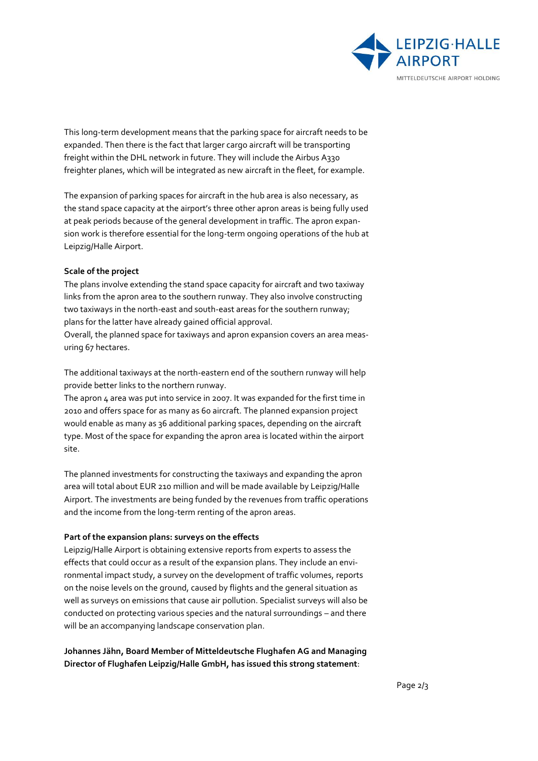This long-term development means that the parking space for aircraft needs to be expanded. Then there is the fact that larger cargo aircraft will be transporting freight within the DHL network in future. They will include the Airbus A330 freighter planes, which will be integrated as new aircraft in the fleet, for example.

The expansion of parking spaces for aircraft in the hub area is also necessary, as the stand space capacity at the airport's three other apron areas is being fully used at peak periods because of the general development in traffic. The apron expansion work is therefore essential for the long-term ongoing operations of the hub at Leipzig/Halle Airport.

**Scale of the project**

The plans involve extending the stand space capacity for aircraft and two taxiway links from the apron area to the southern runway. They also involve constructing two taxiways in the north-east and south-east areas for the southern runway; plans for the latter have already gained official approval.

Overall, the planned space for taxiways and apron expansion covers an area measuring 67 hectares.

The additional taxiways at the north-eastern end of the southern runway will help provide better links to the northern runway.

The apron 4 area was put into service in 2007. It was expanded for the first time in 2010 and offers space for as many as 60 aircraft. The planned expansion project would enable as many as 36 additional parking spaces, depending on the aircraft type. Most of the space for expanding the apron area is located within the airport site.

The planned investments for constructing the taxiways and expanding the apron area will total about EUR 210 million and will be made available by Leipzig/Halle Airport. The investments are being funded by the revenues from traffic operations and the income from the long-term renting of the apron areas.

**Part of the expansion plans: surveys on the effects**

Leipzig/Halle Airport is obtaining extensive reports from experts to assess the effects that could occur as a result of the expansion plans. They include an environmental impact study, a survey on the development of traffic volumes, reports on the noise levels on the ground, caused by flights and the general situation as well as surveys on emissions that cause air pollution. Specialist surveys will also be conducted on protecting various species and the natural surroundings – and there will be an accompanying landscape conservation plan.

**Johannes Jähn, Board Member of Mitteldeutsche Flughafen AG and Managing Director of Flughafen Leipzig/Halle GmbH, has issued this strong statement**: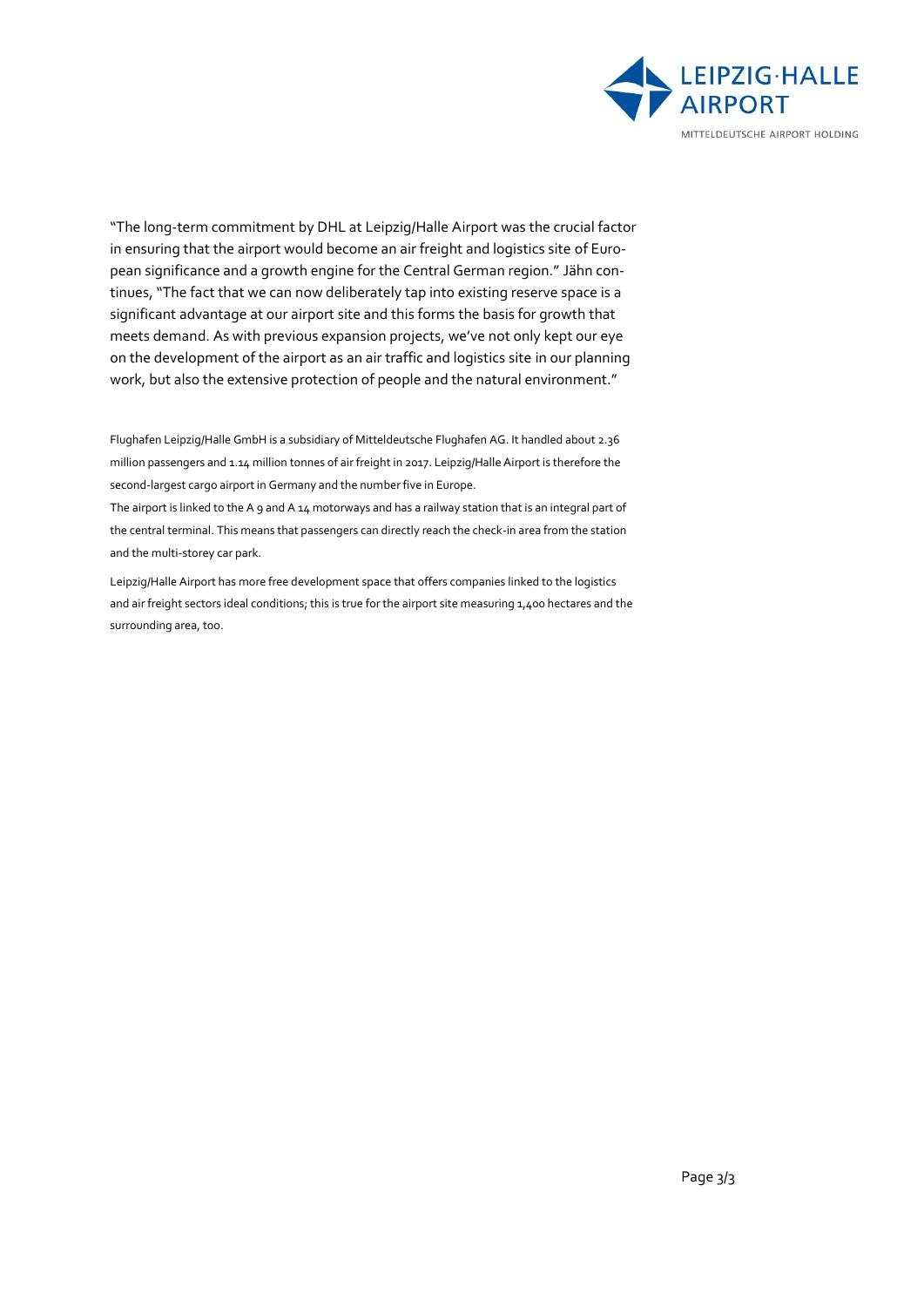"The long-term commitment by DHL at Leipzig/Halle Airport was the crucial factor in ensuring that the airport would become an air freight and logistics site of European significance and a growth engine for the Central German region." Jähn continues, "The fact that we can now deliberately tap into existing reserve space is a significant advantage at our airport site and this forms the basis for growth that meets demand. As with previous expansion projects, we've not only kept our eye on the development of the airport as an air traffic and logistics site in our planning work, but also the extensive protection of people and the natural environment."

Flughafen Leipzig/Halle GmbH is a subsidiary of Mitteldeutsche Flughafen AG. It handled about 2.36 million passengers and 1.14 million tonnes of air freight in 2017. Leipzig/Halle Airport is therefore the second-largest cargo airport in Germany and the number five in Europe.
The airport is linked to the A 9 and A 14 motorways and has a railway station that is an integral part of the central terminal. This means that passengers can directly reach the check-in area from the station and the multi-storey car park.

Leipzig/Halle Airport has more free development space that offers companies linked to the logistics and air freight sectors ideal conditions; this is true for the airport site measuring 1,400 hectares and the surrounding area, too.